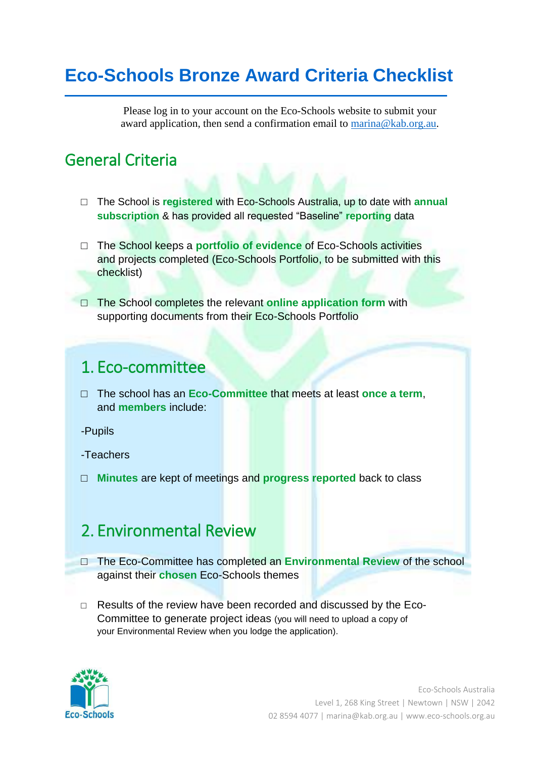# Eco-Schools Bronze Award Criteria Checklist

Please log in to your account on the Eco-Schools website to submit your award application, then send a confirmation email to marina@kab.org.au.

## General Criteria

- ☐ The School is **registered** with Eco-Schools Australia, up to date with **annual subscription** & has provided all requested "Baseline" **reporting** data
- ☐ The School keeps a **portfolio of evidence** of Eco-Schools activities and projects completed (Eco-Schools Portfolio, to be submitted with this checklist)
- ☐ The School completes the relevant **online application form** with supporting documents from their Eco-Schools Portfolio

## 1. Eco-committee

- ☐ The school has an **Eco-Committee** that meets at least **once a term**, and **members** include:

-Pupils

-Teachers

- ☐ **Minutes** are kept of meetings and **progress reported** back to class

## 2. Environmental Review

- ☐ The Eco-Committee has completed an **Environmental Review** of the school against their **chosen** Eco-Schools themes
- ☐ Results of the review have been recorded and discussed by the Eco-Committee to generate project ideas (you will need to upload a copy of your Environmental Review when you lodge the application).

Eco-Schools Australia
Level 1, 268 King Street | Newtown | NSW | 2042
02 8594 4077 | marina@kab.org.au | www.eco-schools.org.au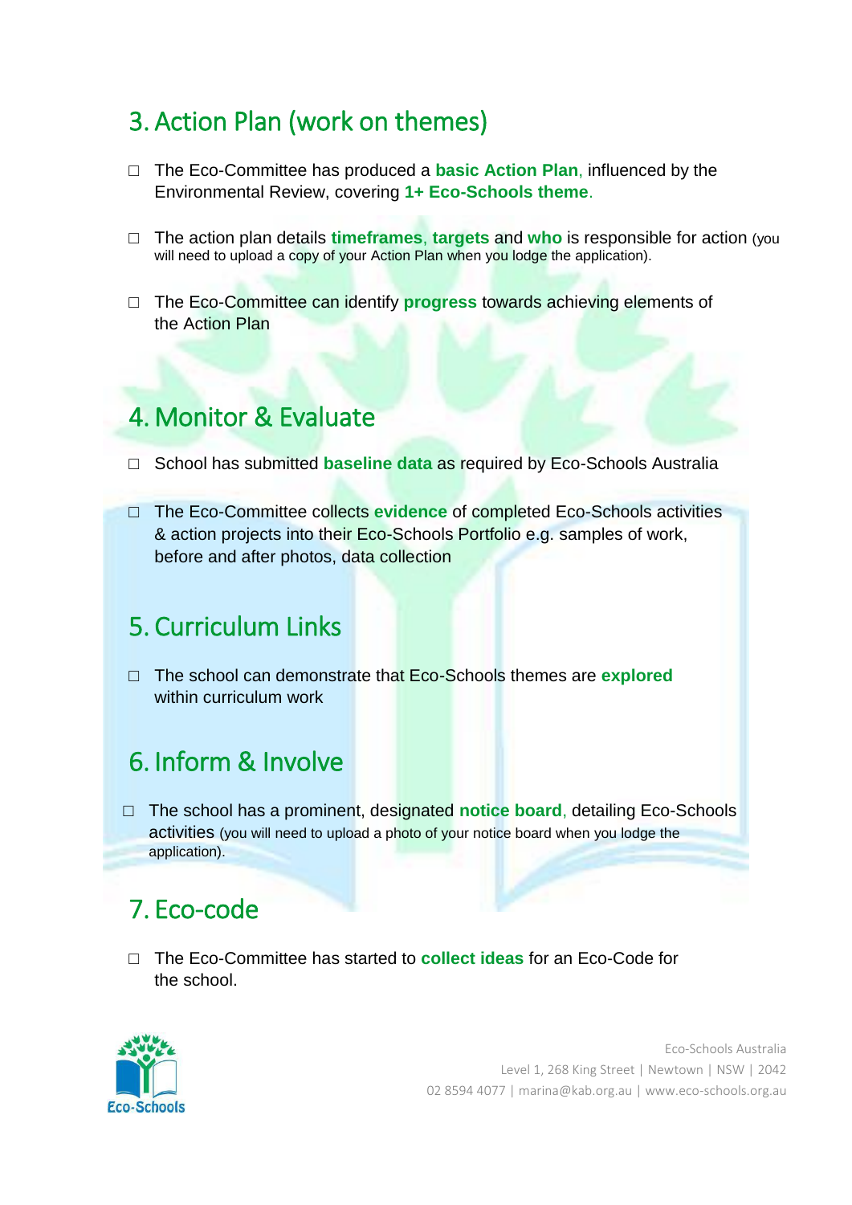## 3. Action Plan (work on themes)

- ☐ The Eco-Committee has produced a **basic Action Plan**, influenced by the Environmental Review, covering **1+ Eco-Schools theme**.
- ☐ The action plan details **timeframes**, **targets** and **who** is responsible for action (you will need to upload a copy of your Action Plan when you lodge the application).
- ☐ The Eco-Committee can identify **progress** towards achieving elements of the Action Plan

## 4. Monitor & Evaluate

- ☐ School has submitted **baseline data** as required by Eco-Schools Australia
- ☐ The Eco-Committee collects **evidence** of completed Eco-Schools activities & action projects into their Eco-Schools Portfolio e.g. samples of work, before and after photos, data collection

## 5. Curriculum Links

- ☐ The school can demonstrate that Eco-Schools themes are **explored** within curriculum work

## 6. Inform & Involve

- ☐ The school has a prominent, designated **notice board**, detailing Eco-Schools activities (you will need to upload a photo of your notice board when you lodge the application).

## 7. Eco-code

- ☐ The Eco-Committee has started to **collect ideas** for an Eco-Code for the school.

Eco-Schools

Eco-Schools Australia
Level 1, 268 King Street | Newtown | NSW | 2042
02 8594 4077 | marina@kab.org.au | www.eco-schools.org.au